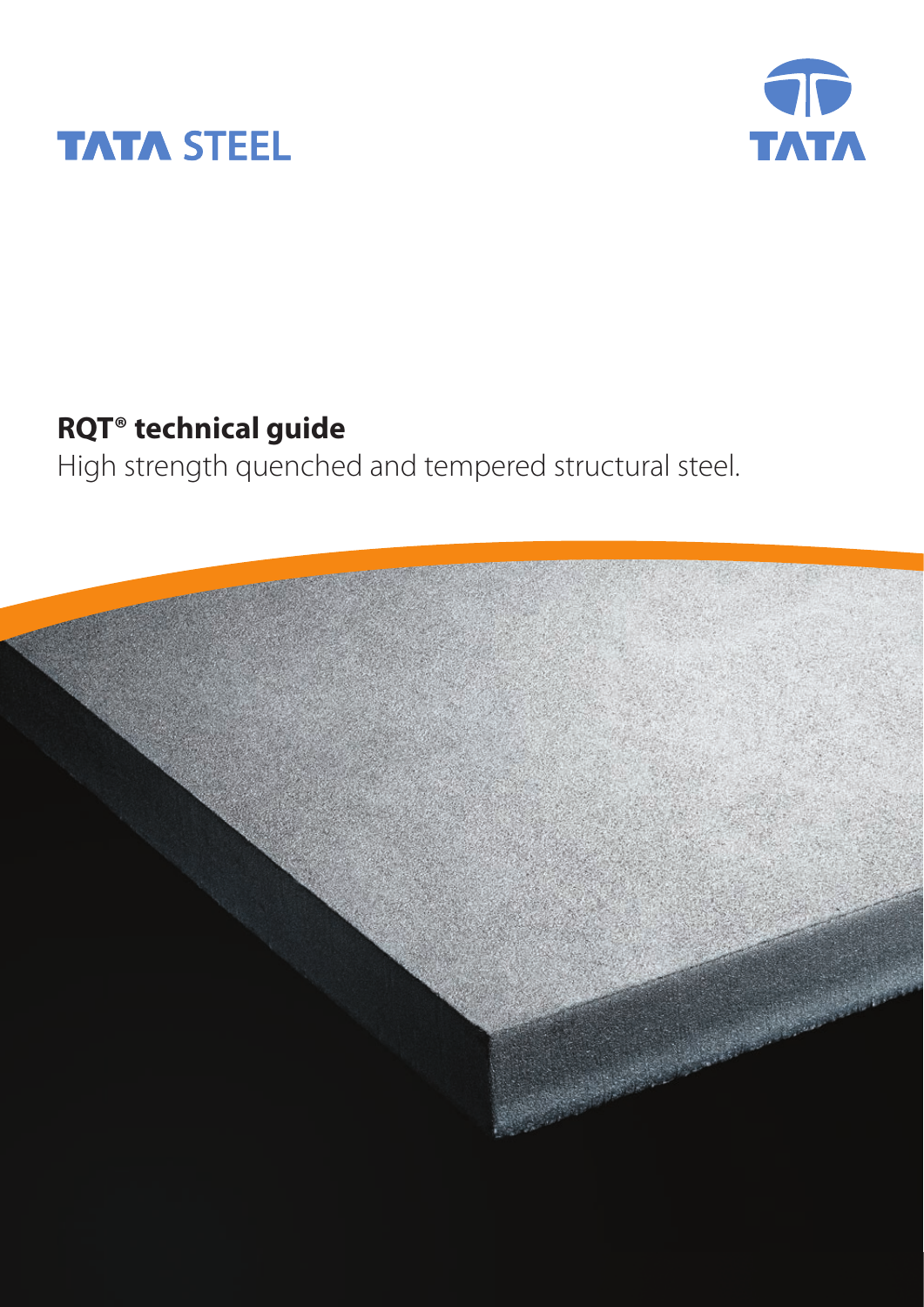TATA STEEL

TATA

# RQT® technical guide

High strength quenched and tempered structural steel.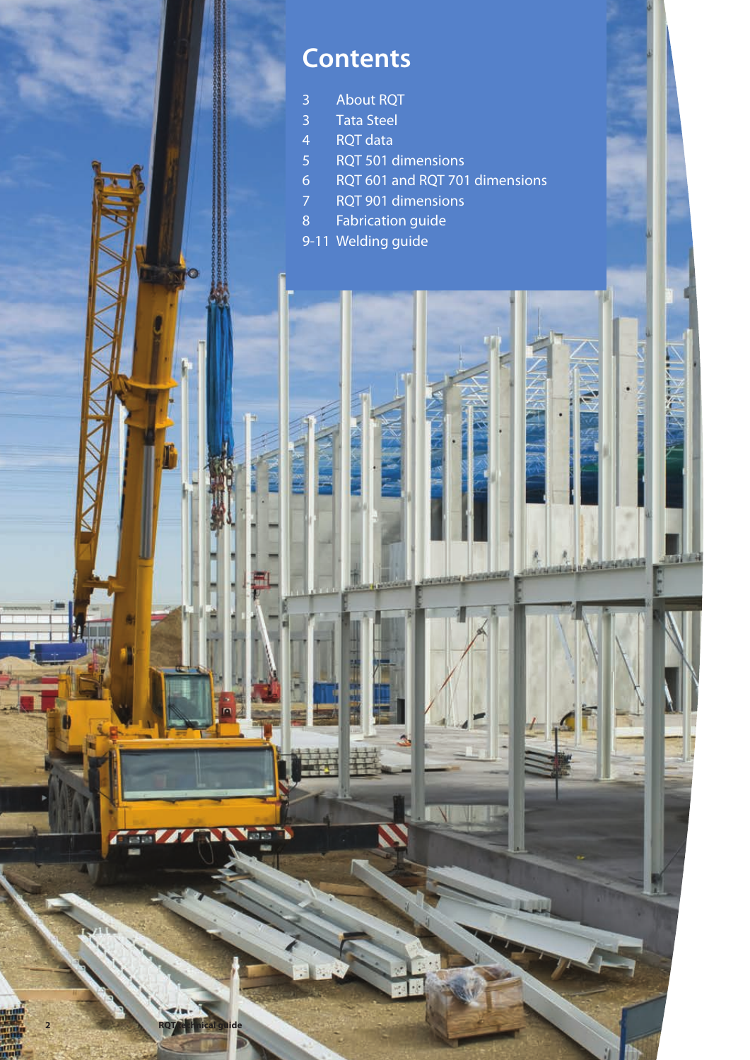# Contents

| | |
|---|---|
| 3 | About RQT |
| 3 | Tata Steel |
| 4 | RQT data |
| 5 | RQT 501 dimensions |
| 6 | RQT 601 and RQT 701 dimensions |
| 7 | RQT 901 dimensions |
| 8 | Fabrication guide |
| 9-11 | Welding guide |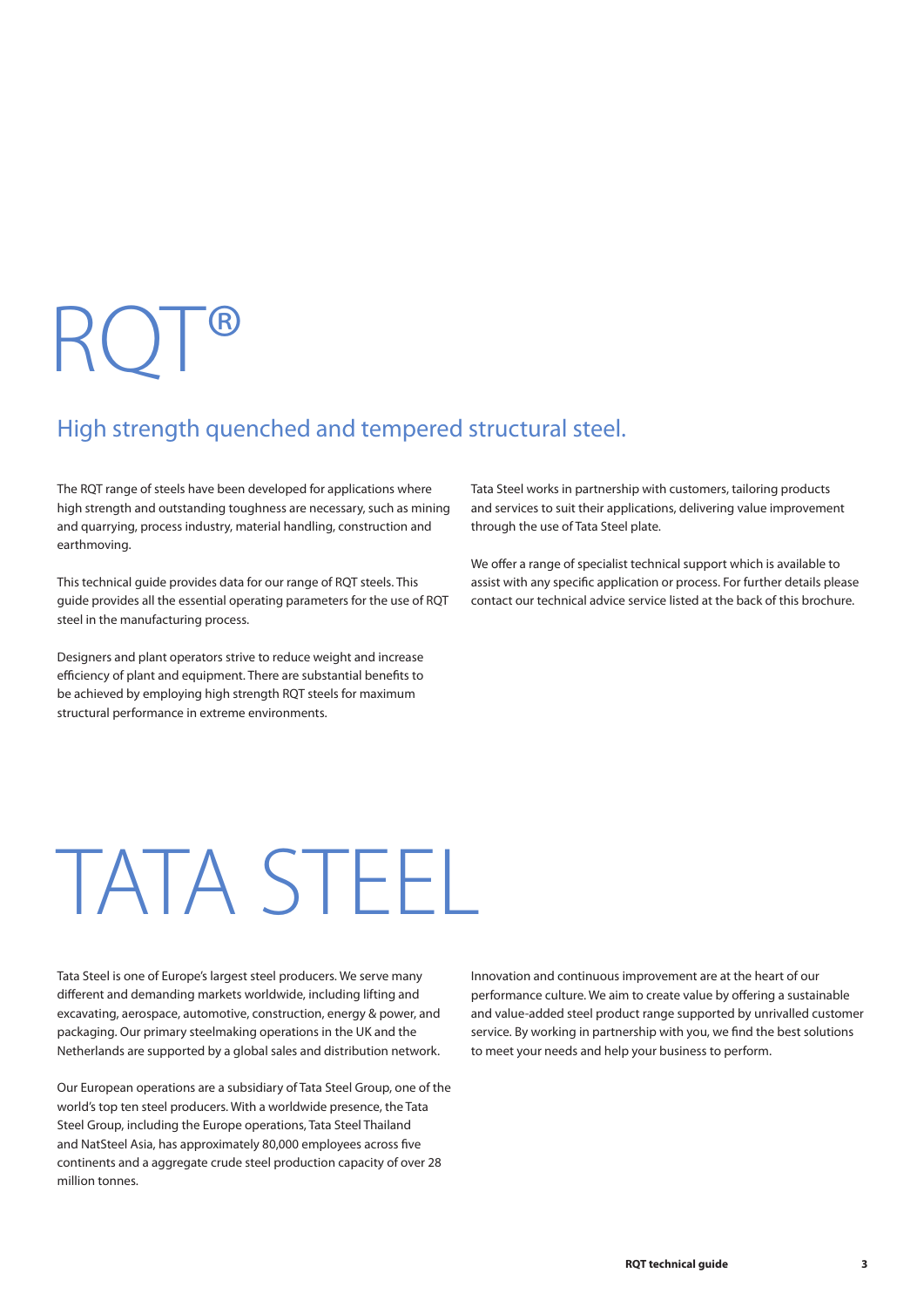# RQT®

## High strength quenched and tempered structural steel.

The RQT range of steels have been developed for applications where high strength and outstanding toughness are necessary, such as mining and quarrying, process industry, material handling, construction and earthmoving.

This technical guide provides data for our range of RQT steels. This guide provides all the essential operating parameters for the use of RQT steel in the manufacturing process.

Designers and plant operators strive to reduce weight and increase efficiency of plant and equipment. There are substantial benefits to be achieved by employing high strength RQT steels for maximum structural performance in extreme environments.

Tata Steel works in partnership with customers, tailoring products and services to suit their applications, delivering value improvement through the use of Tata Steel plate.

We offer a range of specialist technical support which is available to assist with any specific application or process. For further details please contact our technical advice service listed at the back of this brochure.

# TATA STEEL

Tata Steel is one of Europe's largest steel producers. We serve many different and demanding markets worldwide, including lifting and excavating, aerospace, automotive, construction, energy & power, and packaging. Our primary steelmaking operations in the UK and the Netherlands are supported by a global sales and distribution network.

Our European operations are a subsidiary of Tata Steel Group, one of the world's top ten steel producers. With a worldwide presence, the Tata Steel Group, including the Europe operations, Tata Steel Thailand and NatSteel Asia, has approximately 80,000 employees across five continents and a aggregate crude steel production capacity of over 28 million tonnes.

Innovation and continuous improvement are at the heart of our performance culture. We aim to create value by offering a sustainable and value-added steel product range supported by unrivalled customer service. By working in partnership with you, we find the best solutions to meet your needs and help your business to perform.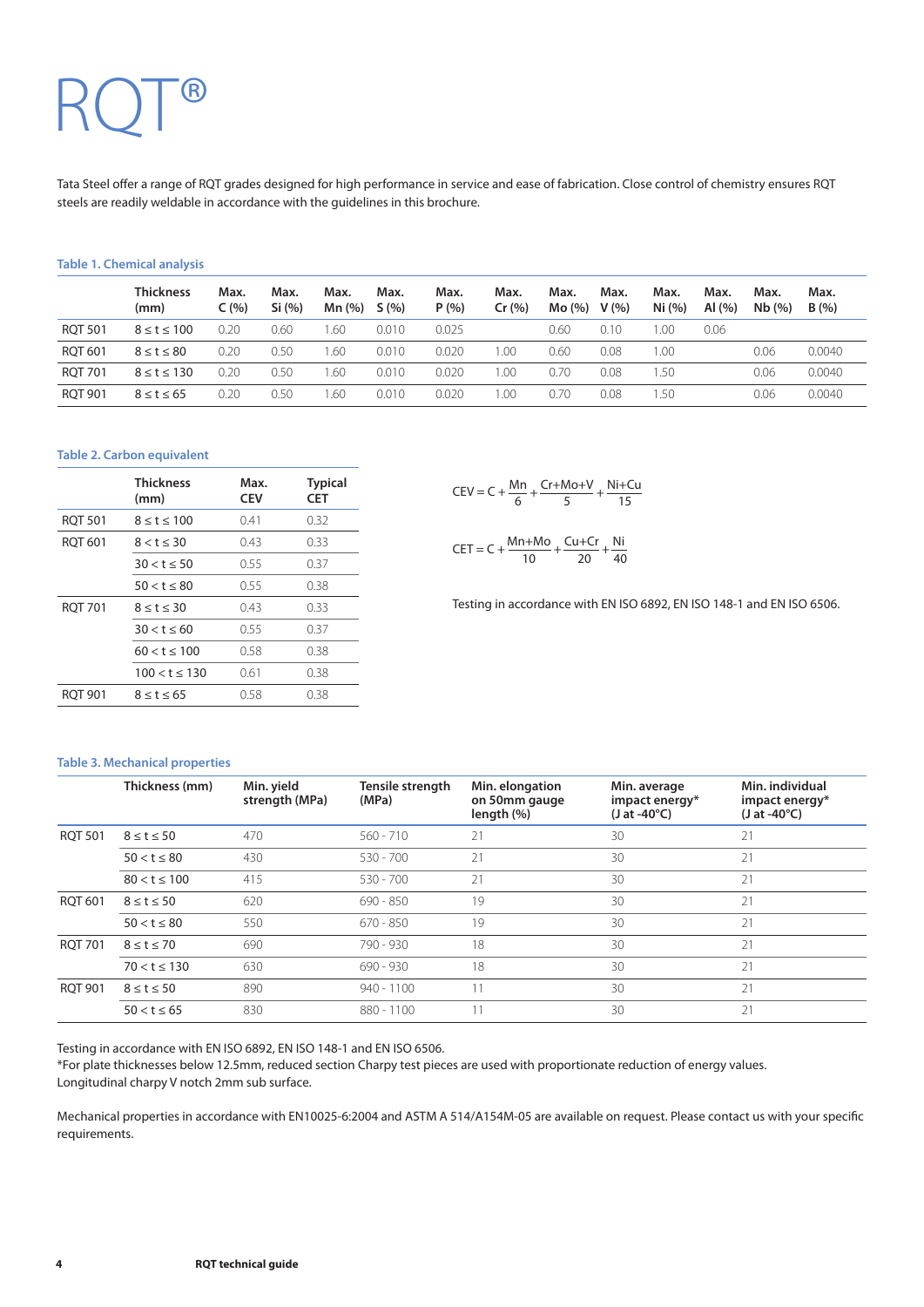# RQT®

Tata Steel offer a range of RQT grades designed for high performance in service and ease of fabrication. Close control of chemistry ensures RQT steels are readily weldable in accordance with the guidelines in this brochure.

**Table 1. Chemical analysis**

| | Thickness (mm) | Max. C (%) | Max. Si (%) | Max. Mn (%) | Max. S (%) | Max. P (%) | Max. Cr (%) | Max. Mo (%) | Max. V (%) | Max. Ni (%) | Max. Al (%) | Max. Nb (%) | Max. B (%) |
|---|---|---|---|---|---|---|---|---|---|---|---|---|---|
| RQT 501 | 8 ≤ t ≤ 100 | 0.20 | 0.60 | 1.60 | 0.010 | 0.025 | | 0.60 | 0.10 | 1.00 | 0.06 | | |
| RQT 601 | 8 ≤ t ≤ 80 | 0.20 | 0.50 | 1.60 | 0.010 | 0.020 | 1.00 | 0.60 | 0.08 | 1.00 | | 0.06 | 0.0040 |
| RQT 701 | 8 ≤ t ≤ 130 | 0.20 | 0.50 | 1.60 | 0.010 | 0.020 | 1.00 | 0.70 | 0.08 | 1.50 | | 0.06 | 0.0040 |
| RQT 901 | 8 ≤ t ≤ 65 | 0.20 | 0.50 | 1.60 | 0.010 | 0.020 | 1.00 | 0.70 | 0.08 | 1.50 | | 0.06 | 0.0040 |

**Table 2. Carbon equivalent**

| | Thickness (mm) | Max. CEV | Typical CET |
|---|---|---|---|
| RQT 501 | 8 ≤ t ≤ 100 | 0.41 | 0.32 |
| RQT 601 | 8 < t ≤ 30 | 0.43 | 0.33 |
| | 30 < t ≤ 50 | 0.55 | 0.37 |
| | 50 < t ≤ 80 | 0.55 | 0.38 |
| RQT 701 | 8 ≤ t ≤ 30 | 0.43 | 0.33 |
| | 30 < t ≤ 60 | 0.55 | 0.37 |
| | 60 < t ≤ 100 | 0.58 | 0.38 |
| | 100 < t ≤ 130 | 0.61 | 0.38 |
| RQT 901 | 8 ≤ t ≤ 65 | 0.58 | 0.38 |

$$CEV = C + \frac{Mn}{6} + \frac{Cr+Mo+V}{5} + \frac{Ni+Cu}{15}$$

$$CET = C + \frac{Mn+Mo}{10} + \frac{Cu+Cr}{20} + \frac{Ni}{40}$$

Testing in accordance with EN ISO 6892, EN ISO 148-1 and EN ISO 6506.

**Table 3. Mechanical properties**

| | Thickness (mm) | Min. yield strength (MPa) | Tensile strength (MPa) | Min. elongation on 50mm gauge length (%) | Min. average impact energy* (J at -40°C) | Min. individual impact energy* (J at -40°C) |
|---|---|---|---|---|---|---|
| RQT 501 | 8 ≤ t ≤ 50 | 470 | 560 - 710 | 21 | 30 | 21 |
| | 50 < t ≤ 80 | 430 | 530 - 700 | 21 | 30 | 21 |
| | 80 < t ≤ 100 | 415 | 530 - 700 | 21 | 30 | 21 |
| RQT 601 | 8 ≤ t ≤ 50 | 620 | 690 - 850 | 19 | 30 | 21 |
| | 50 < t ≤ 80 | 550 | 670 - 850 | 19 | 30 | 21 |
| RQT 701 | 8 ≤ t ≤ 70 | 690 | 790 - 930 | 18 | 30 | 21 |
| | 70 < t ≤ 130 | 630 | 690 - 930 | 18 | 30 | 21 |
| RQT 901 | 8 ≤ t ≤ 50 | 890 | 940 - 1100 | 11 | 30 | 21 |
| | 50 < t ≤ 65 | 830 | 880 - 1100 | 11 | 30 | 21 |

Testing in accordance with EN ISO 6892, EN ISO 148-1 and EN ISO 6506.
*For plate thicknesses below 12.5mm, reduced section Charpy test pieces are used with proportionate reduction of energy values.
Longitudinal charpy V notch 2mm sub surface.

Mechanical properties in accordance with EN10025-6:2004 and ASTM A 514/A154M-05 are available on request. Please contact us with your specific requirements.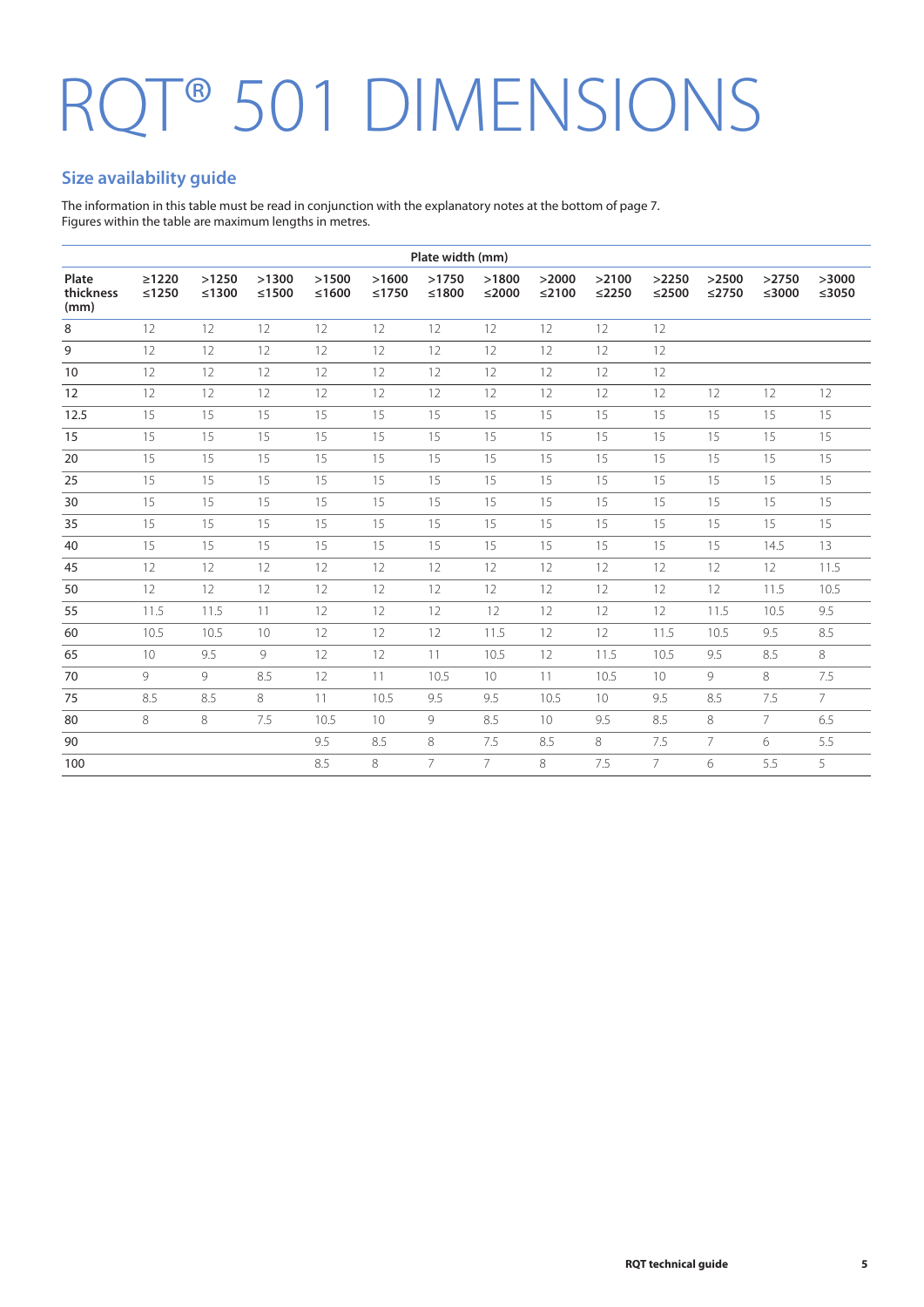# RQT® 501 DIMENSIONS

## Size availability guide

The information in this table must be read in conjunction with the explanatory notes at the bottom of page 7.
Figures within the table are maximum lengths in metres.

| | Plate width (mm) | | | | | | | | | | | | |
|---|---|---|---|---|---|---|---|---|---|---|---|---|---|
| **Plate thickness (mm)** | **≥1220 ≤1250** | **>1250 ≤1300** | **>1300 ≤1500** | **>1500 ≤1600** | **>1600 ≤1750** | **>1750 ≤1800** | **>1800 ≤2000** | **>2000 ≤2100** | **>2100 ≤2250** | **>2250 ≤2500** | **>2500 ≤2750** | **>2750 ≤3000** | **>3000 ≤3050** |
| 8 | 12 | 12 | 12 | 12 | 12 | 12 | 12 | 12 | 12 | 12 | | | |
| 9 | 12 | 12 | 12 | 12 | 12 | 12 | 12 | 12 | 12 | 12 | | | |
| 10 | 12 | 12 | 12 | 12 | 12 | 12 | 12 | 12 | 12 | 12 | | | |
| 12 | 12 | 12 | 12 | 12 | 12 | 12 | 12 | 12 | 12 | 12 | 12 | 12 | 12 |
| 12.5 | 15 | 15 | 15 | 15 | 15 | 15 | 15 | 15 | 15 | 15 | 15 | 15 | 15 |
| 15 | 15 | 15 | 15 | 15 | 15 | 15 | 15 | 15 | 15 | 15 | 15 | 15 | 15 |
| 20 | 15 | 15 | 15 | 15 | 15 | 15 | 15 | 15 | 15 | 15 | 15 | 15 | 15 |
| 25 | 15 | 15 | 15 | 15 | 15 | 15 | 15 | 15 | 15 | 15 | 15 | 15 | 15 |
| 30 | 15 | 15 | 15 | 15 | 15 | 15 | 15 | 15 | 15 | 15 | 15 | 15 | 15 |
| 35 | 15 | 15 | 15 | 15 | 15 | 15 | 15 | 15 | 15 | 15 | 15 | 15 | 15 |
| 40 | 15 | 15 | 15 | 15 | 15 | 15 | 15 | 15 | 15 | 15 | 15 | 14.5 | 13 |
| 45 | 12 | 12 | 12 | 12 | 12 | 12 | 12 | 12 | 12 | 12 | 12 | 12 | 11.5 |
| 50 | 12 | 12 | 12 | 12 | 12 | 12 | 12 | 12 | 12 | 12 | 12 | 11.5 | 10.5 |
| 55 | 11.5 | 11.5 | 11 | 12 | 12 | 12 | 12 | 12 | 12 | 12 | 11.5 | 10.5 | 9.5 |
| 60 | 10.5 | 10.5 | 10 | 12 | 12 | 12 | 11.5 | 12 | 12 | 11.5 | 10.5 | 9.5 | 8.5 |
| 65 | 10 | 9.5 | 9 | 12 | 12 | 11 | 10.5 | 12 | 11.5 | 10.5 | 9.5 | 8.5 | 8 |
| 70 | 9 | 9 | 8.5 | 12 | 11 | 10.5 | 10 | 11 | 10.5 | 10 | 9 | 8 | 7.5 |
| 75 | 8.5 | 8.5 | 8 | 11 | 10.5 | 9.5 | 9.5 | 10.5 | 10 | 9.5 | 8.5 | 7.5 | 7 |
| 80 | 8 | 8 | 7.5 | 10.5 | 10 | 9 | 8.5 | 10 | 9.5 | 8.5 | 8 | 7 | 6.5 |
| 90 | | | | 9.5 | 8.5 | 8 | 7.5 | 8.5 | 8 | 7.5 | 7 | 6 | 5.5 |
| 100 | | | | 8.5 | 8 | 7 | 7 | 8 | 7.5 | 7 | 6 | 5.5 | 5 |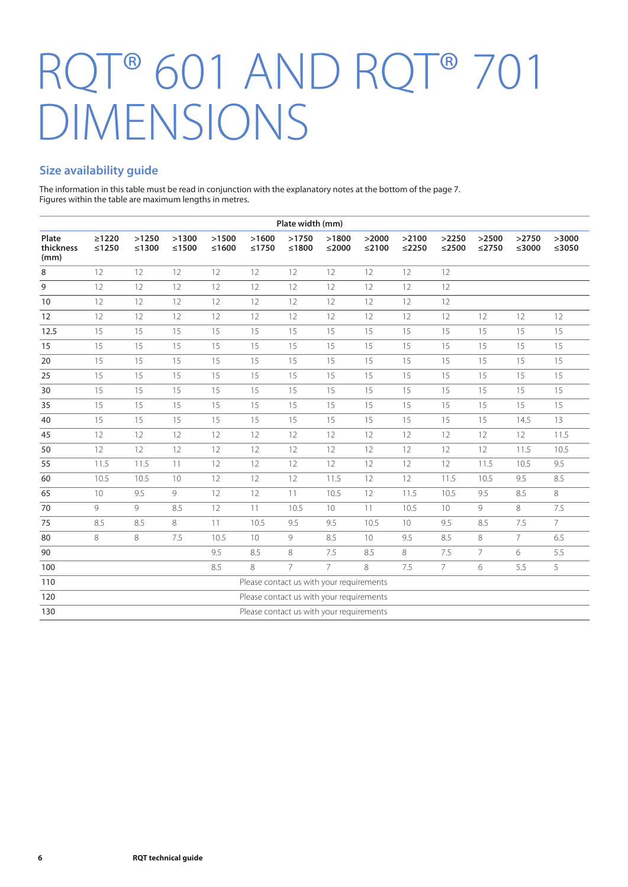# RQT® 601 AND RQT® 701 DIMENSIONS

## Size availability guide

The information in this table must be read in conjunction with the explanatory notes at the bottom of the page 7.
Figures within the table are maximum lengths in metres.

| Plate thickness (mm) | Plate width (mm) | | | | | | | | | | | | |
|---|---|---|---|---|---|---|---|---|---|---|---|---|---|
| | ≥1220 ≤1250 | >1250 ≤1300 | >1300 ≤1500 | >1500 ≤1600 | >1600 ≤1750 | >1750 ≤1800 | >1800 ≤2000 | >2000 ≤2100 | >2100 ≤2250 | >2250 ≤2500 | >2500 ≤2750 | >2750 ≤3000 | >3000 ≤3050 |
| 8 | 12 | 12 | 12 | 12 | 12 | 12 | 12 | 12 | 12 | 12 | | | |
| 9 | 12 | 12 | 12 | 12 | 12 | 12 | 12 | 12 | 12 | 12 | | | |
| 10 | 12 | 12 | 12 | 12 | 12 | 12 | 12 | 12 | 12 | 12 | | | |
| 12 | 12 | 12 | 12 | 12 | 12 | 12 | 12 | 12 | 12 | 12 | 12 | 12 | 12 |
| 12.5 | 15 | 15 | 15 | 15 | 15 | 15 | 15 | 15 | 15 | 15 | 15 | 15 | 15 |
| 15 | 15 | 15 | 15 | 15 | 15 | 15 | 15 | 15 | 15 | 15 | 15 | 15 | 15 |
| 20 | 15 | 15 | 15 | 15 | 15 | 15 | 15 | 15 | 15 | 15 | 15 | 15 | 15 |
| 25 | 15 | 15 | 15 | 15 | 15 | 15 | 15 | 15 | 15 | 15 | 15 | 15 | 15 |
| 30 | 15 | 15 | 15 | 15 | 15 | 15 | 15 | 15 | 15 | 15 | 15 | 15 | 15 |
| 35 | 15 | 15 | 15 | 15 | 15 | 15 | 15 | 15 | 15 | 15 | 15 | 15 | 15 |
| 40 | 15 | 15 | 15 | 15 | 15 | 15 | 15 | 15 | 15 | 15 | 15 | 14.5 | 13 |
| 45 | 12 | 12 | 12 | 12 | 12 | 12 | 12 | 12 | 12 | 12 | 12 | 12 | 11.5 |
| 50 | 12 | 12 | 12 | 12 | 12 | 12 | 12 | 12 | 12 | 12 | 12 | 11.5 | 10.5 |
| 55 | 11.5 | 11.5 | 11 | 12 | 12 | 12 | 12 | 12 | 12 | 12 | 11.5 | 10.5 | 9.5 |
| 60 | 10.5 | 10.5 | 10 | 12 | 12 | 12 | 11.5 | 12 | 12 | 11.5 | 10.5 | 9.5 | 8.5 |
| 65 | 10 | 9.5 | 9 | 12 | 12 | 11 | 10.5 | 12 | 11.5 | 10.5 | 9.5 | 8.5 | 8 |
| 70 | 9 | 9 | 8.5 | 12 | 11 | 10.5 | 10 | 11 | 10.5 | 10 | 9 | 8 | 7.5 |
| 75 | 8.5 | 8.5 | 8 | 11 | 10.5 | 9.5 | 9.5 | 10.5 | 10 | 9.5 | 8.5 | 7.5 | 7 |
| 80 | 8 | 8 | 7.5 | 10.5 | 10 | 9 | 8.5 | 10 | 9.5 | 8.5 | 8 | 7 | 6.5 |
| 90 | | | | 9.5 | 8.5 | 8 | 7.5 | 8.5 | 8 | 7.5 | 7 | 6 | 5.5 |
| 100 | | | | 8.5 | 8 | 7 | 7 | 8 | 7.5 | 7 | 6 | 5.5 | 5 |
| 110 | Please contact us with your requirements | | | | | | | | | | | | |
| 120 | Please contact us with your requirements | | | | | | | | | | | | |
| 130 | Please contact us with your requirements | | | | | | | | | | | | |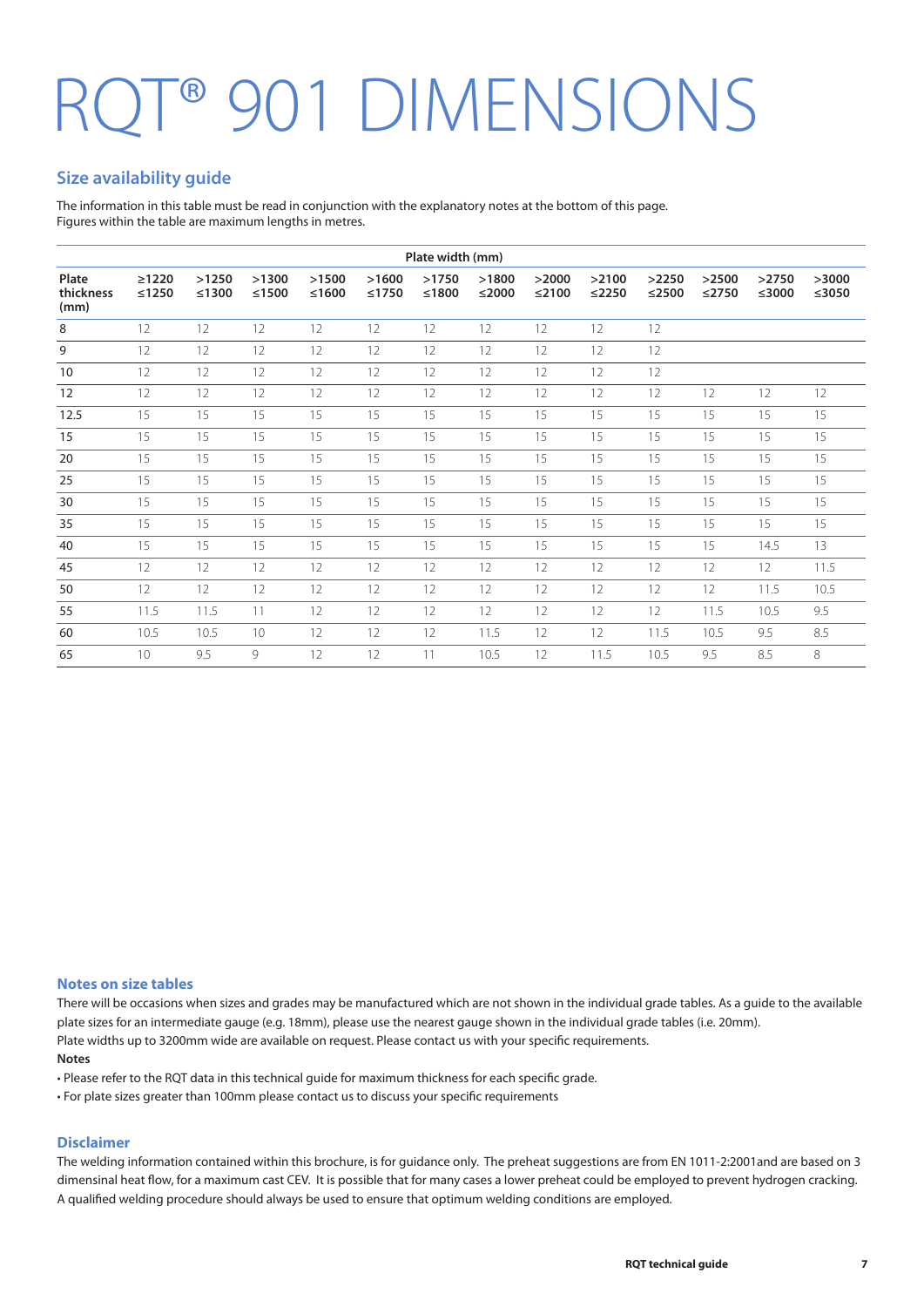# RQT® 901 DIMENSIONS

## Size availability guide

The information in this table must be read in conjunction with the explanatory notes at the bottom of this page.
Figures within the table are maximum lengths in metres.

| | Plate width (mm) | | | | | | | | | | | | |
|---|---|---|---|---|---|---|---|---|---|---|---|---|---|
| **Plate thickness (mm)** | **≥1220 ≤1250** | **>1250 ≤1300** | **>1300 ≤1500** | **>1500 ≤1600** | **>1600 ≤1750** | **>1750 ≤1800** | **>1800 ≤2000** | **>2000 ≤2100** | **>2100 ≤2250** | **>2250 ≤2500** | **>2500 ≤2750** | **>2750 ≤3000** | **>3000 ≤3050** |
| 8 | 12 | 12 | 12 | 12 | 12 | 12 | 12 | 12 | 12 | 12 | | | |
| 9 | 12 | 12 | 12 | 12 | 12 | 12 | 12 | 12 | 12 | 12 | | | |
| 10 | 12 | 12 | 12 | 12 | 12 | 12 | 12 | 12 | 12 | 12 | | | |
| 12 | 12 | 12 | 12 | 12 | 12 | 12 | 12 | 12 | 12 | 12 | 12 | 12 | 12 |
| 12.5 | 15 | 15 | 15 | 15 | 15 | 15 | 15 | 15 | 15 | 15 | 15 | 15 | 15 |
| 15 | 15 | 15 | 15 | 15 | 15 | 15 | 15 | 15 | 15 | 15 | 15 | 15 | 15 |
| 20 | 15 | 15 | 15 | 15 | 15 | 15 | 15 | 15 | 15 | 15 | 15 | 15 | 15 |
| 25 | 15 | 15 | 15 | 15 | 15 | 15 | 15 | 15 | 15 | 15 | 15 | 15 | 15 |
| 30 | 15 | 15 | 15 | 15 | 15 | 15 | 15 | 15 | 15 | 15 | 15 | 15 | 15 |
| 35 | 15 | 15 | 15 | 15 | 15 | 15 | 15 | 15 | 15 | 15 | 15 | 15 | 15 |
| 40 | 15 | 15 | 15 | 15 | 15 | 15 | 15 | 15 | 15 | 15 | 15 | 14.5 | 13 |
| 45 | 12 | 12 | 12 | 12 | 12 | 12 | 12 | 12 | 12 | 12 | 12 | 12 | 11.5 |
| 50 | 12 | 12 | 12 | 12 | 12 | 12 | 12 | 12 | 12 | 12 | 12 | 11.5 | 10.5 |
| 55 | 11.5 | 11.5 | 11 | 12 | 12 | 12 | 12 | 12 | 12 | 12 | 11.5 | 10.5 | 9.5 |
| 60 | 10.5 | 10.5 | 10 | 12 | 12 | 12 | 11.5 | 12 | 12 | 11.5 | 10.5 | 9.5 | 8.5 |
| 65 | 10 | 9.5 | 9 | 12 | 12 | 11 | 10.5 | 12 | 11.5 | 10.5 | 9.5 | 8.5 | 8 |

### Notes on size tables

There will be occasions when sizes and grades may be manufactured which are not shown in the individual grade tables. As a guide to the available plate sizes for an intermediate gauge (e.g. 18mm), please use the nearest gauge shown in the individual grade tables (i.e. 20mm).
Plate widths up to 3200mm wide are available on request. Please contact us with your specific requirements.

**Notes**

- Please refer to the RQT data in this technical guide for maximum thickness for each specific grade.
- For plate sizes greater than 100mm please contact us to discuss your specific requirements

### Disclaimer

The welding information contained within this brochure, is for guidance only. The preheat suggestions are from EN 1011-2:2001and are based on 3 dimensinal heat flow, for a maximum cast CEV. It is possible that for many cases a lower preheat could be employed to prevent hydrogen cracking. A qualified welding procedure should always be used to ensure that optimum welding conditions are employed.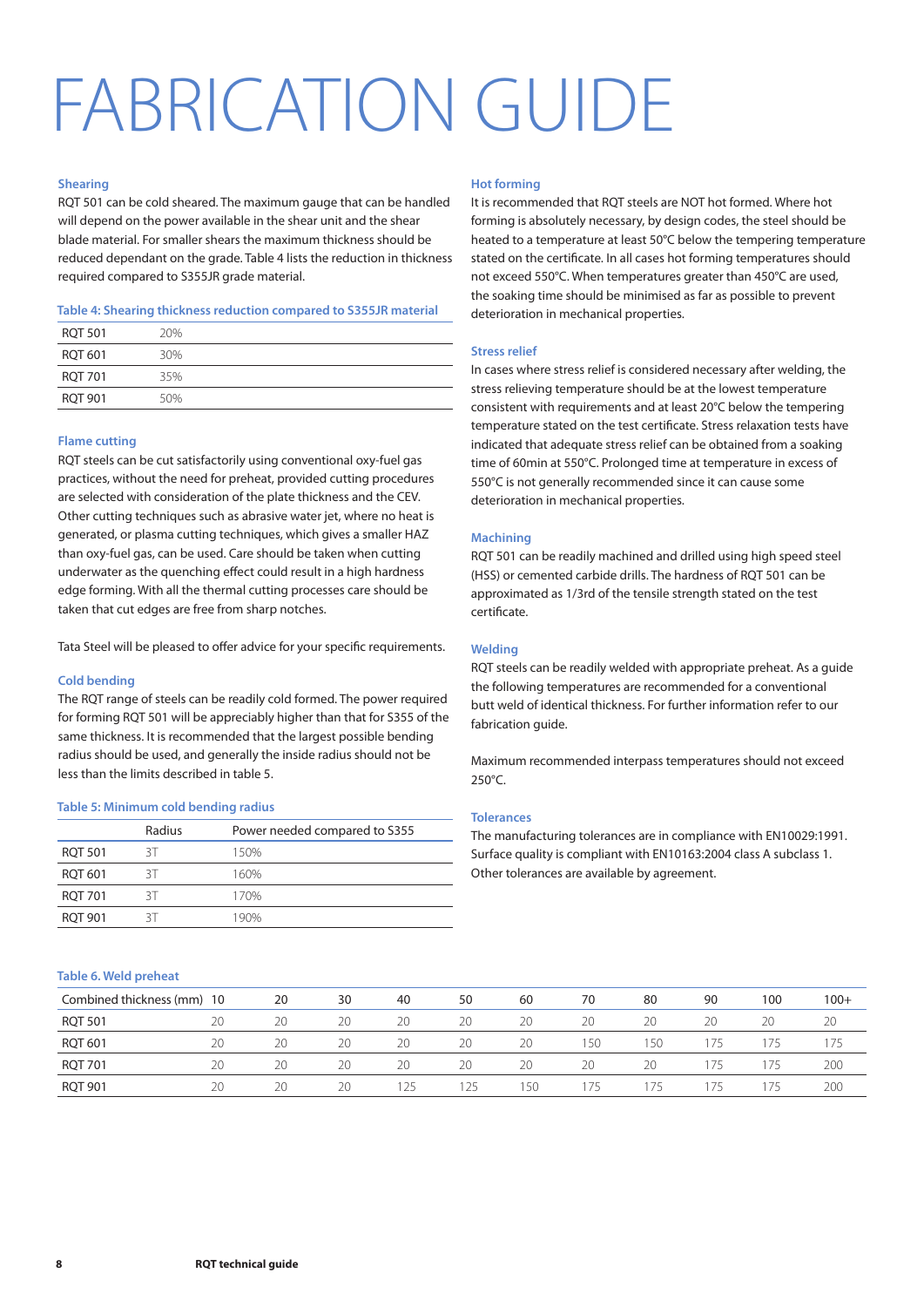# FABRICATION GUIDE

### Shearing

RQT 501 can be cold sheared. The maximum gauge that can be handled will depend on the power available in the shear unit and the shear blade material. For smaller shears the maximum thickness should be reduced dependant on the grade. Table 4 lists the reduction in thickness required compared to S355JR grade material.

**Table 4: Shearing thickness reduction compared to S355JR material**

| | |
|---|---|
| RQT 501 | 20% |
| RQT 601 | 30% |
| RQT 701 | 35% |
| RQT 901 | 50% |

### Flame cutting

RQT steels can be cut satisfactorily using conventional oxy-fuel gas practices, without the need for preheat, provided cutting procedures are selected with consideration of the plate thickness and the CEV. Other cutting techniques such as abrasive water jet, where no heat is generated, or plasma cutting techniques, which gives a smaller HAZ than oxy-fuel gas, can be used. Care should be taken when cutting underwater as the quenching effect could result in a high hardness edge forming. With all the thermal cutting processes care should be taken that cut edges are free from sharp notches.

Tata Steel will be pleased to offer advice for your specific requirements.

### Cold bending

The RQT range of steels can be readily cold formed. The power required for forming RQT 501 will be appreciably higher than that for S355 of the same thickness. It is recommended that the largest possible bending radius should be used, and generally the inside radius should not be less than the limits described in table 5.

**Table 5: Minimum cold bending radius**

| | Radius | Power needed compared to S355 |
|---|---|---|
| RQT 501 | 3T | 150% |
| RQT 601 | 3T | 160% |
| RQT 701 | 3T | 170% |
| RQT 901 | 3T | 190% |

### Hot forming

It is recommended that RQT steels are NOT hot formed. Where hot forming is absolutely necessary, by design codes, the steel should be heated to a temperature at least 50°C below the tempering temperature stated on the certificate. In all cases hot forming temperatures should not exceed 550°C. When temperatures greater than 450°C are used, the soaking time should be minimised as far as possible to prevent deterioration in mechanical properties.

### Stress relief

In cases where stress relief is considered necessary after welding, the stress relieving temperature should be at the lowest temperature consistent with requirements and at least 20°C below the tempering temperature stated on the test certificate. Stress relaxation tests have indicated that adequate stress relief can be obtained from a soaking time of 60min at 550°C. Prolonged time at temperature in excess of 550°C is not generally recommended since it can cause some deterioration in mechanical properties.

### Machining

RQT 501 can be readily machined and drilled using high speed steel (HSS) or cemented carbide drills. The hardness of RQT 501 can be approximated as 1/3rd of the tensile strength stated on the test certificate.

### Welding

RQT steels can be readily welded with appropriate preheat. As a guide the following temperatures are recommended for a conventional butt weld of identical thickness. For further information refer to our fabrication guide.

Maximum recommended interpass temperatures should not exceed 250°C.

### Tolerances

The manufacturing tolerances are in compliance with EN10029:1991. Surface quality is compliant with EN10163:2004 class A subclass 1. Other tolerances are available by agreement.

**Table 6. Weld preheat**

| Combined thickness (mm) | 10 | 20 | 30 | 40 | 50 | 60 | 70 | 80 | 90 | 100 | 100+ |
|---|---|---|---|---|---|---|---|---|---|---|---|
| RQT 501 | 20 | 20 | 20 | 20 | 20 | 20 | 20 | 20 | 20 | 20 | 20 |
| RQT 601 | 20 | 20 | 20 | 20 | 20 | 20 | 150 | 150 | 175 | 175 | 175 |
| RQT 701 | 20 | 20 | 20 | 20 | 20 | 20 | 20 | 20 | 175 | 175 | 200 |
| RQT 901 | 20 | 20 | 20 | 125 | 125 | 150 | 175 | 175 | 175 | 175 | 200 |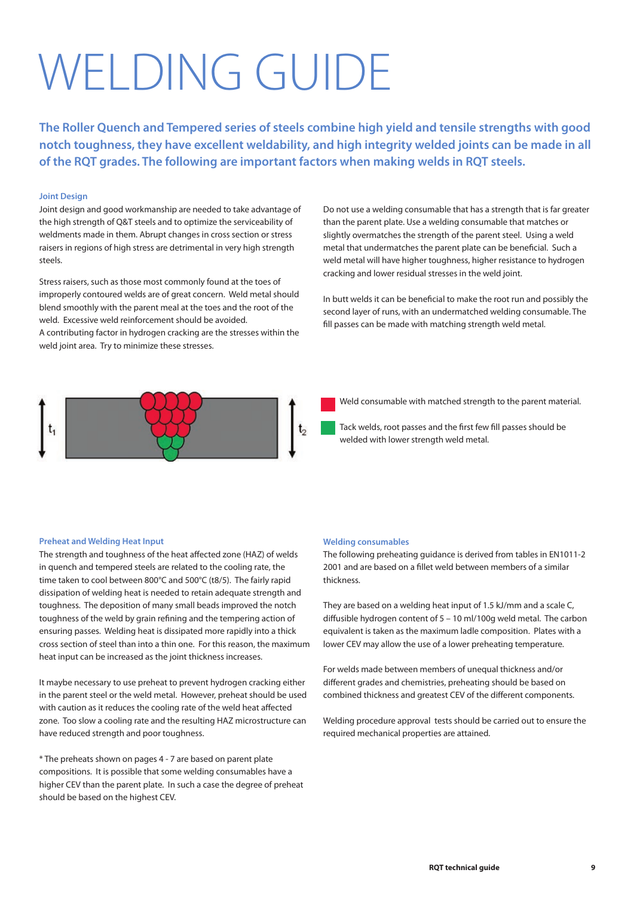# WELDING GUIDE

**The Roller Quench and Tempered series of steels combine high yield and tensile strengths with good notch toughness, they have excellent weldability, and high integrity welded joints can be made in all of the RQT grades. The following are important factors when making welds in RQT steels.**

### Joint Design

Joint design and good workmanship are needed to take advantage of the high strength of Q&T steels and to optimize the serviceability of weldments made in them. Abrupt changes in cross section or stress raisers in regions of high stress are detrimental in very high strength steels.

Stress raisers, such as those most commonly found at the toes of improperly contoured welds are of great concern. Weld metal should blend smoothly with the parent meal at the toes and the root of the weld. Excessive weld reinforcement should be avoided.
A contributing factor in hydrogen cracking are the stresses within the weld joint area. Try to minimize these stresses.

Do not use a welding consumable that has a strength that is far greater than the parent plate. Use a welding consumable that matches or slightly overmatches the strength of the parent steel. Using a weld metal that undermatches the parent plate can be beneficial. Such a weld metal will have higher toughness, higher resistance to hydrogen cracking and lower residual stresses in the weld joint.

In butt welds it can be beneficial to make the root run and possibly the second layer of runs, with an undermatched welding consumable. The fill passes can be made with matching strength weld metal.

$t_1$ $t_2$

- Red: Weld consumable with matched strength to the parent material.
- Green: Tack welds, root passes and the first few fill passes should be welded with lower strength weld metal.

### Preheat and Welding Heat Input

The strength and toughness of the heat affected zone (HAZ) of welds in quench and tempered steels are related to the cooling rate, the time taken to cool between 800°C and 500°C (t8/5). The fairly rapid dissipation of welding heat is needed to retain adequate strength and toughness. The deposition of many small beads improved the notch toughness of the weld by grain refining and the tempering action of ensuring passes. Welding heat is dissipated more rapidly into a thick cross section of steel than into a thin one. For this reason, the maximum heat input can be increased as the joint thickness increases.

It maybe necessary to use preheat to prevent hydrogen cracking either in the parent steel or the weld metal. However, preheat should be used with caution as it reduces the cooling rate of the weld heat affected zone. Too slow a cooling rate and the resulting HAZ microstructure can have reduced strength and poor toughness.

* The preheats shown on pages 4 - 7 are based on parent plate compositions. It is possible that some welding consumables have a higher CEV than the parent plate. In such a case the degree of preheat should be based on the highest CEV.

### Welding consumables

The following preheating guidance is derived from tables in EN1011-2 2001 and are based on a fillet weld between members of a similar thickness.

They are based on a welding heat input of 1.5 kJ/mm and a scale C, diffusible hydrogen content of 5 – 10 ml/100g weld metal. The carbon equivalent is taken as the maximum ladle composition. Plates with a lower CEV may allow the use of a lower preheating temperature.

For welds made between members of unequal thickness and/or different grades and chemistries, preheating should be based on combined thickness and greatest CEV of the different components.

Welding procedure approval tests should be carried out to ensure the required mechanical properties are attained.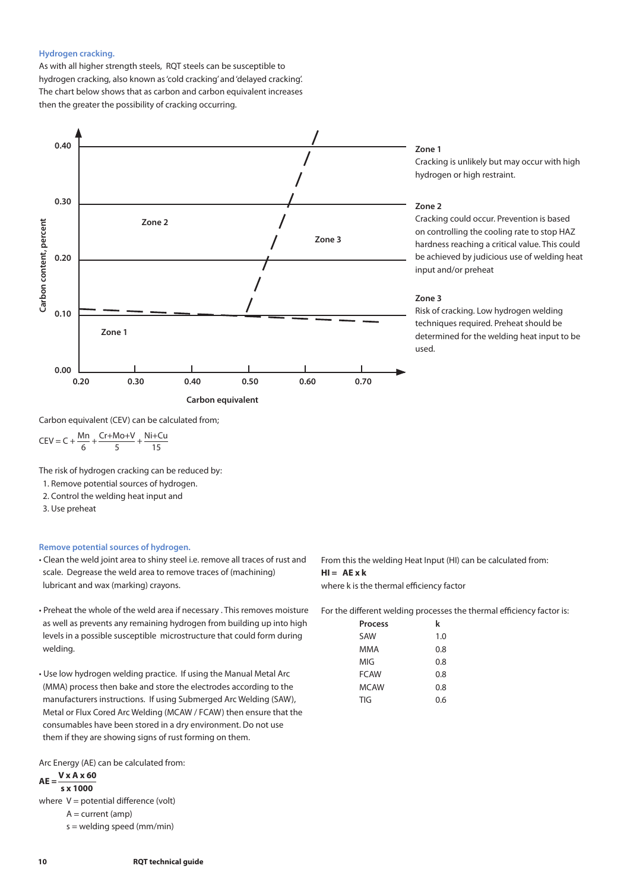### Hydrogen cracking.

As with all higher strength steels, RQT steels can be susceptible to hydrogen cracking, also known as 'cold cracking' and 'delayed cracking'. The chart below shows that as carbon and carbon equivalent increases then the greater the possibility of cracking occurring.

**Zone 1**
Cracking is unlikely but may occur with high hydrogen or high restraint.

**Zone 2**
Cracking could occur. Prevention is based on controlling the cooling rate to stop HAZ hardness reaching a critical value. This could be achieved by judicious use of welding heat input and/or preheat

**Zone 3**
Risk of cracking. Low hydrogen welding techniques required. Preheat should be determined for the welding heat input to be used.

Carbon equivalent (CEV) can be calculated from;

$$CEV = C + \frac{Mn}{6} + \frac{Cr+Mo+V}{5} + \frac{Ni+Cu}{15}$$

The risk of hydrogen cracking can be reduced by:

1. Remove potential sources of hydrogen.
2. Control the welding heat input and
3. Use preheat

### Remove potential sources of hydrogen.

- Clean the weld joint area to shiny steel i.e. remove all traces of rust and scale. Degrease the weld area to remove traces of (machining) lubricant and wax (marking) crayons.
- Preheat the whole of the weld area if necessary . This removes moisture as well as prevents any remaining hydrogen from building up into high levels in a possible susceptible microstructure that could form during welding.
- Use low hydrogen welding practice. If using the Manual Metal Arc (MMA) process then bake and store the electrodes according to the manufacturers instructions. If using Submerged Arc Welding (SAW), Metal or Flux Cored Arc Welding (MCAW / FCAW) then ensure that the consumables have been stored in a dry environment. Do not use them if they are showing signs of rust forming on them.

Arc Energy (AE) can be calculated from:

$$AE = \frac{V \times A \times 60}{s \times 1000}$$

where V = potential difference (volt)
A = current (amp)
s = welding speed (mm/min)

From this the welding Heat Input (HI) can be calculated from:
**HI = AE x k**
where k is the thermal efficiency factor

For the different welding processes the thermal efficiency factor is:

| Process | k |
|---|---|
| SAW | 1.0 |
| MMA | 0.8 |
| MIG | 0.8 |
| FCAW | 0.8 |
| MCAW | 0.8 |
| TIG | 0.6 |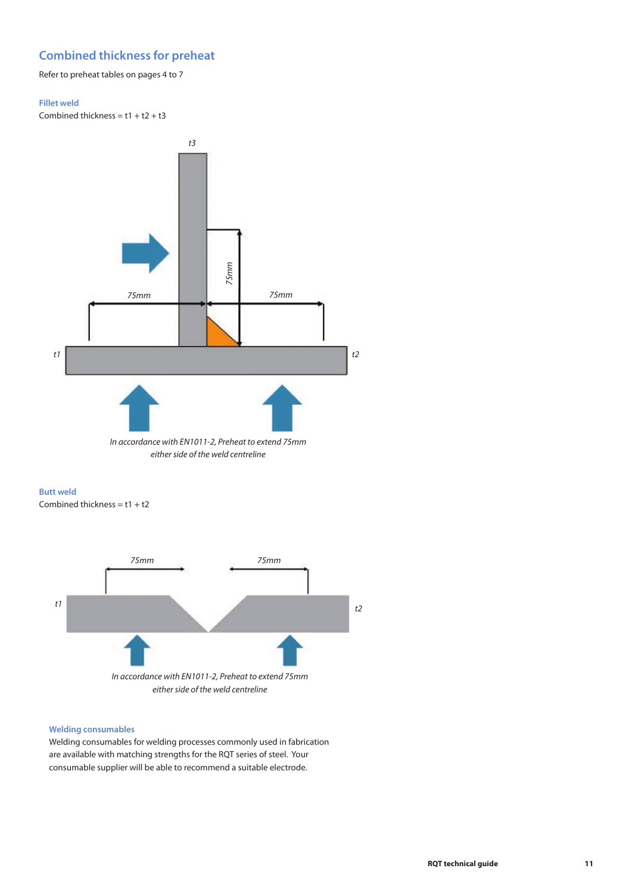## Combined thickness for preheat

Refer to preheat tables on pages 4 to 7

### Fillet weld

Combined thickness = t1 + t2 + t3

t3

75mm

75mm

75mm

t1

t2

*In accordance with EN1011-2, Preheat to extend 75mm either side of the weld centreline*

### Butt weld

Combined thickness = t1 + t2

75mm

75mm

t1

t2

*In accordance with EN1011-2, Preheat to extend 75mm either side of the weld centreline*

### Welding consumables

Welding consumables for welding processes commonly used in fabrication are available with matching strengths for the RQT series of steel. Your consumable supplier will be able to recommend a suitable electrode.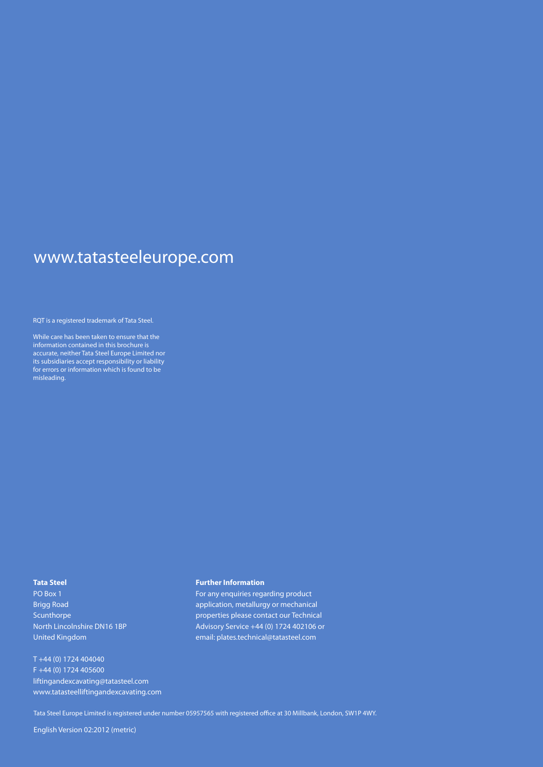www.tatasteeleurope.com

RQT is a registered trademark of Tata Steel.

While care has been taken to ensure that the information contained in this brochure is accurate, neither Tata Steel Europe Limited nor its subsidiaries accept responsibility or liability for errors or information which is found to be misleading.

**Tata Steel**
PO Box 1
Brigg Road
Scunthorpe
North Lincolnshire DN16 1BP
United Kingdom

T +44 (0) 1724 404040
F +44 (0) 1724 405600
liftingandexcavating@tatasteel.com
www.tatasteelliftingandexcavating.com

**Further Information**
For any enquiries regarding product application, metallurgy or mechanical properties please contact our Technical Advisory Service +44 (0) 1724 402106 or email: plates.technical@tatasteel.com

Tata Steel Europe Limited is registered under number 05957565 with registered office at 30 Millbank, London, SW1P 4WY.

English Version 02:2012 (metric)